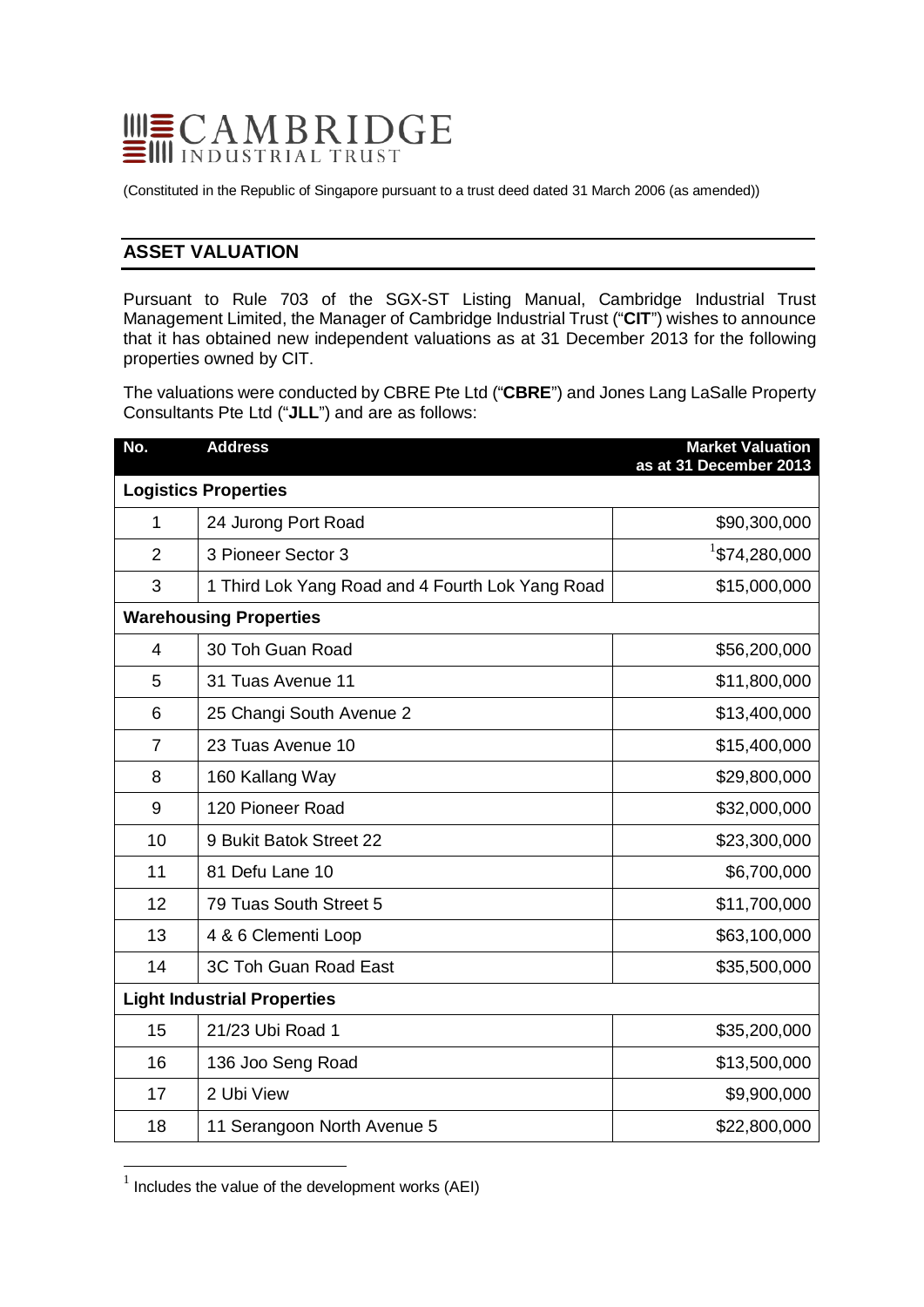# CAMBRIDGE INDUSTRIAL TRUST

(Constituted in the Republic of Singapore pursuant to a trust deed dated 31 March 2006 (as amended))

## ASSET VALUATION

Pursuant to Rule 703 of the SGX-ST Listing Manual, Cambridge Industrial Trust Management Limited, the Manager of Cambridge Industrial Trust ("**CIT**") wishes to announce that it has obtained new independent valuations as at 31 December 2013 for the following properties owned by CIT.

The valuations were conducted by CBRE Pte Ltd ("**CBRE**") and Jones Lang LaSalle Property Consultants Pte Ltd ("**JLL**") and are as follows:

| No. | Address | Market Valuation as at 31 December 2013 |
|---|---|---|
| **Logistics Properties** | | |
| 1 | 24 Jurong Port Road | $90,300,000 |
| 2 | 3 Pioneer Sector 3 | [1]$74,280,000 |
| 3 | 1 Third Lok Yang Road and 4 Fourth Lok Yang Road | $15,000,000 |
| **Warehousing Properties** | | |
| 4 | 30 Toh Guan Road | $56,200,000 |
| 5 | 31 Tuas Avenue 11 | $11,800,000 |
| 6 | 25 Changi South Avenue 2 | $13,400,000 |
| 7 | 23 Tuas Avenue 10 | $15,400,000 |
| 8 | 160 Kallang Way | $29,800,000 |
| 9 | 120 Pioneer Road | $32,000,000 |
| 10 | 9 Bukit Batok Street 22 | $23,300,000 |
| 11 | 81 Defu Lane 10 | $6,700,000 |
| 12 | 79 Tuas South Street 5 | $11,700,000 |
| 13 | 4 & 6 Clementi Loop | $63,100,000 |
| 14 | 3C Toh Guan Road East | $35,500,000 |
| **Light Industrial Properties** | | |
| 15 | 21/23 Ubi Road 1 | $35,200,000 |
| 16 | 136 Joo Seng Road | $13,500,000 |
| 17 | 2 Ubi View | $9,900,000 |
| 18 | 11 Serangoon North Avenue 5 | $22,800,000 |

[1] Includes the value of the development works (AEI)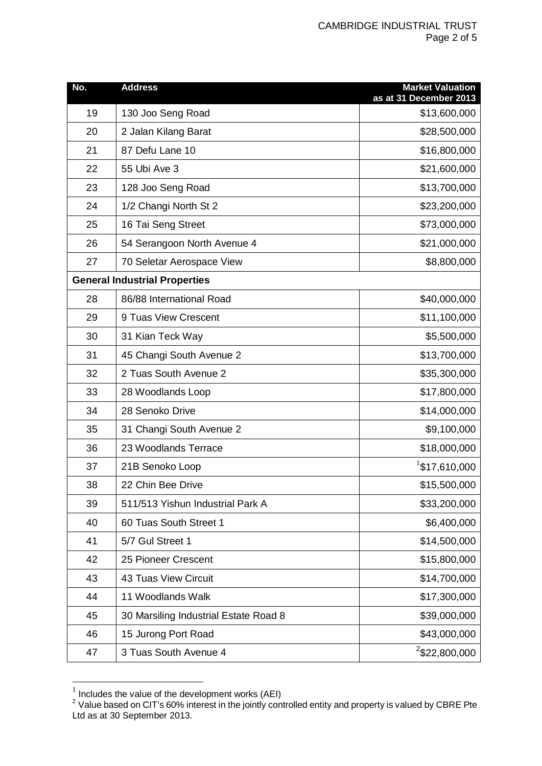| No. | Address | Market Valuation as at 31 December 2013 |
|---|---|---|
| 19 | 130 Joo Seng Road | $13,600,000 |
| 20 | 2 Jalan Kilang Barat | $28,500,000 |
| 21 | 87 Defu Lane 10 | $16,800,000 |
| 22 | 55 Ubi Ave 3 | $21,600,000 |
| 23 | 128 Joo Seng Road | $13,700,000 |
| 24 | 1/2 Changi North St 2 | $23,200,000 |
| 25 | 16 Tai Seng Street | $73,000,000 |
| 26 | 54 Serangoon North Avenue 4 | $21,000,000 |
| 27 | 70 Seletar Aerospace View | $8,800,000 |
| **General Industrial Properties** | | |
| 28 | 86/88 International Road | $40,000,000 |
| 29 | 9 Tuas View Crescent | $11,100,000 |
| 30 | 31 Kian Teck Way | $5,500,000 |
| 31 | 45 Changi South Avenue 2 | $13,700,000 |
| 32 | 2 Tuas South Avenue 2 | $35,300,000 |
| 33 | 28 Woodlands Loop | $17,800,000 |
| 34 | 28 Senoko Drive | $14,000,000 |
| 35 | 31 Changi South Avenue 2 | $9,100,000 |
| 36 | 23 Woodlands Terrace | $18,000,000 |
| 37 | 21B Senoko Loop | [1]$17,610,000 |
| 38 | 22 Chin Bee Drive | $15,500,000 |
| 39 | 511/513 Yishun Industrial Park A | $33,200,000 |
| 40 | 60 Tuas South Street 1 | $6,400,000 |
| 41 | 5/7 Gul Street 1 | $14,500,000 |
| 42 | 25 Pioneer Crescent | $15,800,000 |
| 43 | 43 Tuas View Circuit | $14,700,000 |
| 44 | 11 Woodlands Walk | $17,300,000 |
| 45 | 30 Marsiling Industrial Estate Road 8 | $39,000,000 |
| 46 | 15 Jurong Port Road | $43,000,000 |
| 47 | 3 Tuas South Avenue 4 | [2]$22,800,000 |

[1] Includes the value of the development works (AEI)

[2] Value based on CIT's 60% interest in the jointly controlled entity and property is valued by CBRE Pte Ltd as at 30 September 2013.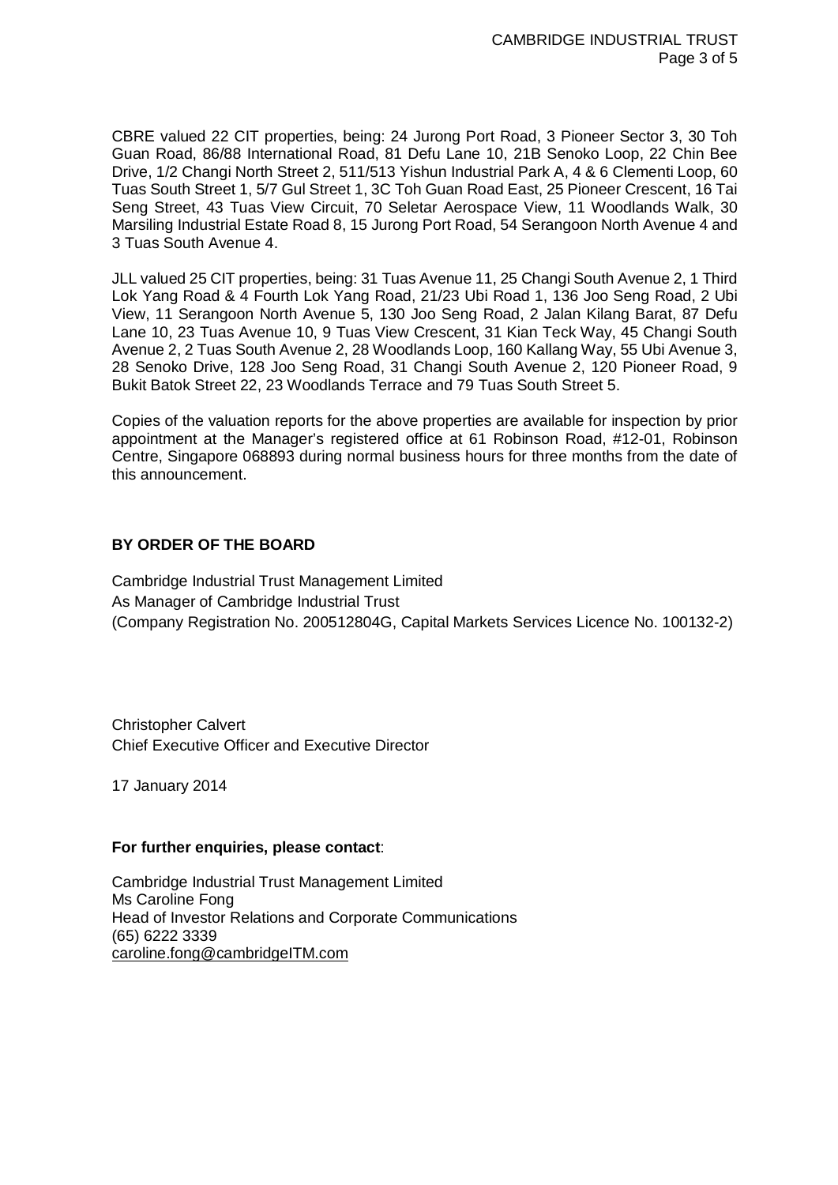CBRE valued 22 CIT properties, being: 24 Jurong Port Road, 3 Pioneer Sector 3, 30 Toh Guan Road, 86/88 International Road, 81 Defu Lane 10, 21B Senoko Loop, 22 Chin Bee Drive, 1/2 Changi North Street 2, 511/513 Yishun Industrial Park A, 4 & 6 Clementi Loop, 60 Tuas South Street 1, 5/7 Gul Street 1, 3C Toh Guan Road East, 25 Pioneer Crescent, 16 Tai Seng Street, 43 Tuas View Circuit, 70 Seletar Aerospace View, 11 Woodlands Walk, 30 Marsiling Industrial Estate Road 8, 15 Jurong Port Road, 54 Serangoon North Avenue 4 and 3 Tuas South Avenue 4.

JLL valued 25 CIT properties, being: 31 Tuas Avenue 11, 25 Changi South Avenue 2, 1 Third Lok Yang Road & 4 Fourth Lok Yang Road, 21/23 Ubi Road 1, 136 Joo Seng Road, 2 Ubi View, 11 Serangoon North Avenue 5, 130 Joo Seng Road, 2 Jalan Kilang Barat, 87 Defu Lane 10, 23 Tuas Avenue 10, 9 Tuas View Crescent, 31 Kian Teck Way, 45 Changi South Avenue 2, 2 Tuas South Avenue 2, 28 Woodlands Loop, 160 Kallang Way, 55 Ubi Avenue 3, 28 Senoko Drive, 128 Joo Seng Road, 31 Changi South Avenue 2, 120 Pioneer Road, 9 Bukit Batok Street 22, 23 Woodlands Terrace and 79 Tuas South Street 5.

Copies of the valuation reports for the above properties are available for inspection by prior appointment at the Manager's registered office at 61 Robinson Road, #12-01, Robinson Centre, Singapore 068893 during normal business hours for three months from the date of this announcement.

**BY ORDER OF THE BOARD**

Cambridge Industrial Trust Management Limited
As Manager of Cambridge Industrial Trust
(Company Registration No. 200512804G, Capital Markets Services Licence No. 100132-2)

Christopher Calvert
Chief Executive Officer and Executive Director

17 January 2014

**For further enquiries, please contact**:

Cambridge Industrial Trust Management Limited
Ms Caroline Fong
Head of Investor Relations and Corporate Communications
(65) 6222 3339
caroline.fong@cambridgeITM.com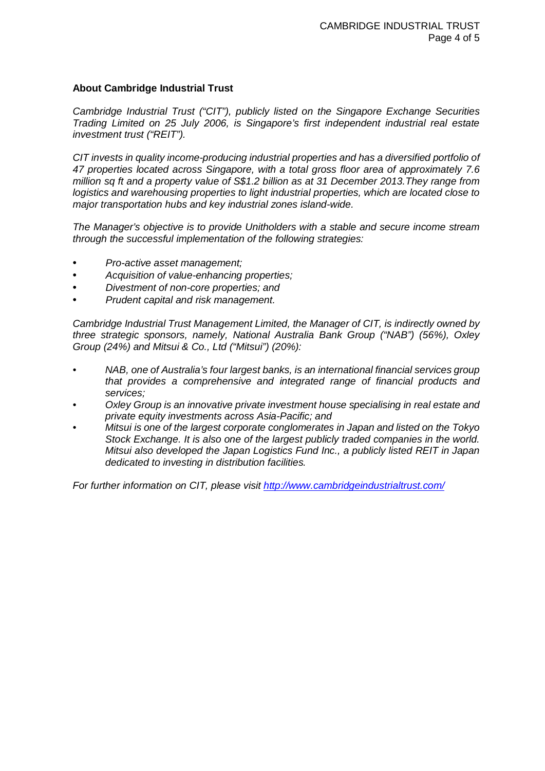**About Cambridge Industrial Trust**

*Cambridge Industrial Trust ("CIT"), publicly listed on the Singapore Exchange Securities Trading Limited on 25 July 2006, is Singapore's first independent industrial real estate investment trust ("REIT").*

*CIT invests in quality income-producing industrial properties and has a diversified portfolio of 47 properties located across Singapore, with a total gross floor area of approximately 7.6 million sq ft and a property value of S$1.2 billion as at 31 December 2013.They range from logistics and warehousing properties to light industrial properties, which are located close to major transportation hubs and key industrial zones island-wide.*

*The Manager's objective is to provide Unitholders with a stable and secure income stream through the successful implementation of the following strategies:*

- *Pro-active asset management;*
- *Acquisition of value-enhancing properties;*
- *Divestment of non-core properties; and*
- *Prudent capital and risk management.*

*Cambridge Industrial Trust Management Limited, the Manager of CIT, is indirectly owned by three strategic sponsors, namely, National Australia Bank Group ("NAB") (56%), Oxley Group (24%) and Mitsui & Co., Ltd ("Mitsui") (20%):*

- *NAB, one of Australia's four largest banks, is an international financial services group that provides a comprehensive and integrated range of financial products and services;*
- *Oxley Group is an innovative private investment house specialising in real estate and private equity investments across Asia-Pacific; and*
- *Mitsui is one of the largest corporate conglomerates in Japan and listed on the Tokyo Stock Exchange. It is also one of the largest publicly traded companies in the world. Mitsui also developed the Japan Logistics Fund Inc., a publicly listed REIT in Japan dedicated to investing in distribution facilities.*

*For further information on CIT, please visit [http://www.cambridgeindustrialtrust.com/](http://www.cambridgeindustrialtrust.com/)*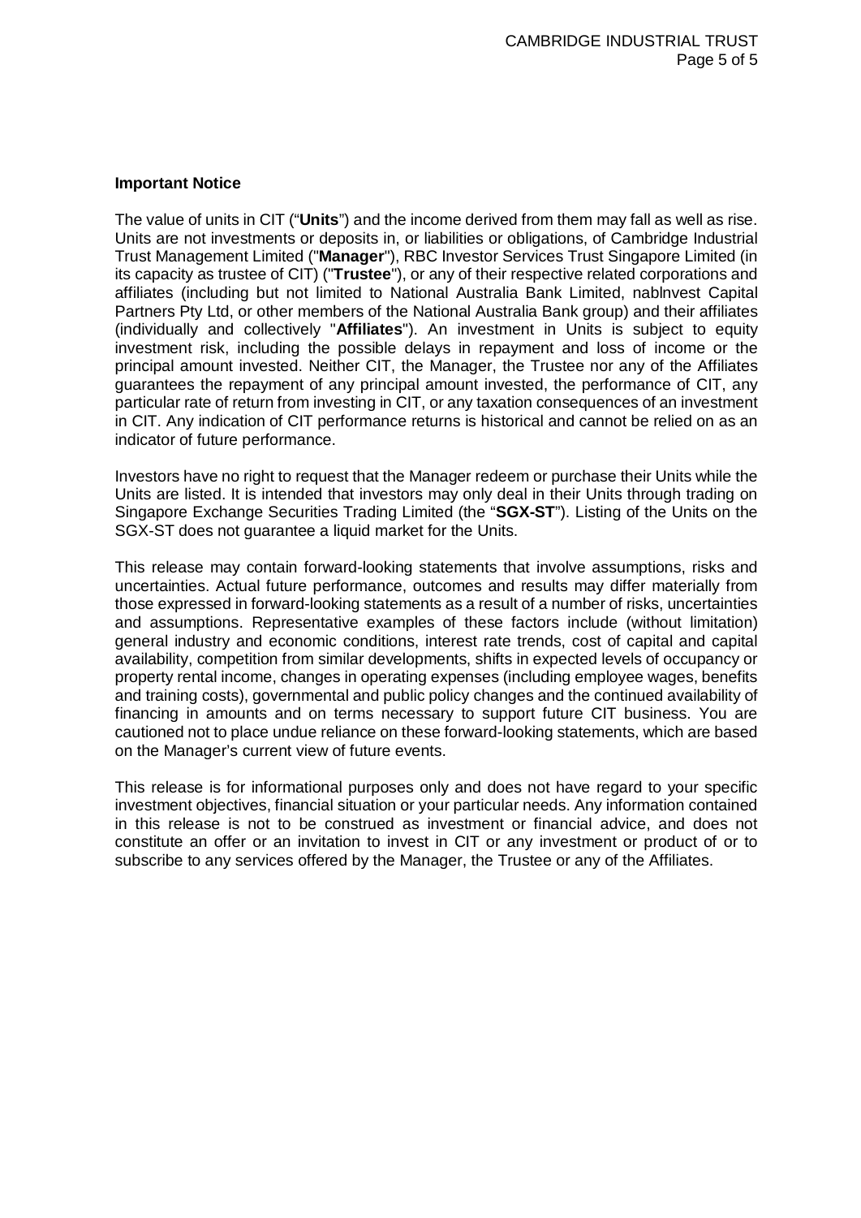**Important Notice**

The value of units in CIT ("**Units**") and the income derived from them may fall as well as rise. Units are not investments or deposits in, or liabilities or obligations, of Cambridge Industrial Trust Management Limited ("**Manager**"), RBC Investor Services Trust Singapore Limited (in its capacity as trustee of CIT) ("**Trustee**"), or any of their respective related corporations and affiliates (including but not limited to National Australia Bank Limited, nablnvest Capital Partners Pty Ltd, or other members of the National Australia Bank group) and their affiliates (individually and collectively "**Affiliates**"). An investment in Units is subject to equity investment risk, including the possible delays in repayment and loss of income or the principal amount invested. Neither CIT, the Manager, the Trustee nor any of the Affiliates guarantees the repayment of any principal amount invested, the performance of CIT, any particular rate of return from investing in CIT, or any taxation consequences of an investment in CIT. Any indication of CIT performance returns is historical and cannot be relied on as an indicator of future performance.

Investors have no right to request that the Manager redeem or purchase their Units while the Units are listed. It is intended that investors may only deal in their Units through trading on Singapore Exchange Securities Trading Limited (the "**SGX-ST**"). Listing of the Units on the SGX-ST does not guarantee a liquid market for the Units.

This release may contain forward-looking statements that involve assumptions, risks and uncertainties. Actual future performance, outcomes and results may differ materially from those expressed in forward-looking statements as a result of a number of risks, uncertainties and assumptions. Representative examples of these factors include (without limitation) general industry and economic conditions, interest rate trends, cost of capital and capital availability, competition from similar developments, shifts in expected levels of occupancy or property rental income, changes in operating expenses (including employee wages, benefits and training costs), governmental and public policy changes and the continued availability of financing in amounts and on terms necessary to support future CIT business. You are cautioned not to place undue reliance on these forward-looking statements, which are based on the Manager's current view of future events.

This release is for informational purposes only and does not have regard to your specific investment objectives, financial situation or your particular needs. Any information contained in this release is not to be construed as investment or financial advice, and does not constitute an offer or an invitation to invest in CIT or any investment or product of or to subscribe to any services offered by the Manager, the Trustee or any of the Affiliates.